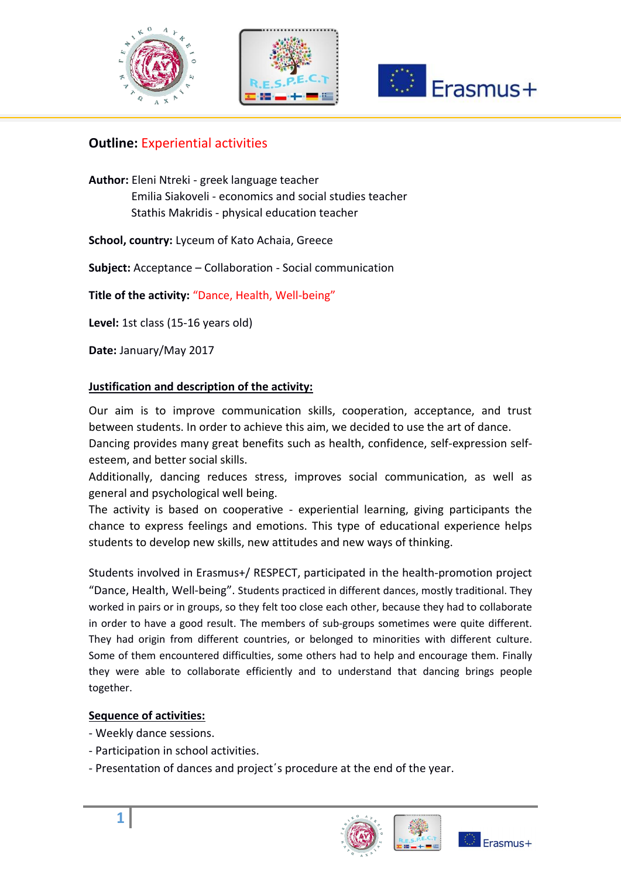**Outline:** Experiential activities

**Author:** Eleni Ntreki - greek language teacher
Emilia Siakoveli - economics and social studies teacher
Stathis Makridis - physical education teacher

**School, country:** Lyceum of Kato Achaia, Greece

**Subject:** Acceptance – Collaboration - Social communication

**Title of the activity:** “Dance, Health, Well-being”

**Level:** 1st class (15-16 years old)

**Date:** January/May 2017

**Justification and description of the activity:**

Our aim is to improve communication skills, cooperation, acceptance, and trust between students. In order to achieve this aim, we decided to use the art of dance.
Dancing provides many great benefits such as health, confidence, self-expression self-esteem, and better social skills.
Additionally, dancing reduces stress, improves social communication, as well as general and psychological well being.
The activity is based on cooperative - experiential learning, giving participants the chance to express feelings and emotions. This type of educational experience helps students to develop new skills, new attitudes and new ways of thinking.

Students involved in Erasmus+/ RESPECT, participated in the health-promotion project “Dance, Health, Well-being”. Students practiced in different dances, mostly traditional. They worked in pairs or in groups, so they felt too close each other, because they had to collaborate in order to have a good result. The members of sub-groups sometimes were quite different. They had origin from different countries, or belonged to minorities with different culture. Some of them encountered difficulties, some others had to help and encourage them. Finally they were able to collaborate efficiently and to understand that dancing brings people together.

**Sequence of activities:**

- Weekly dance sessions.
- Participation in school activities.
- Presentation of dances and project´s procedure at the end of the year.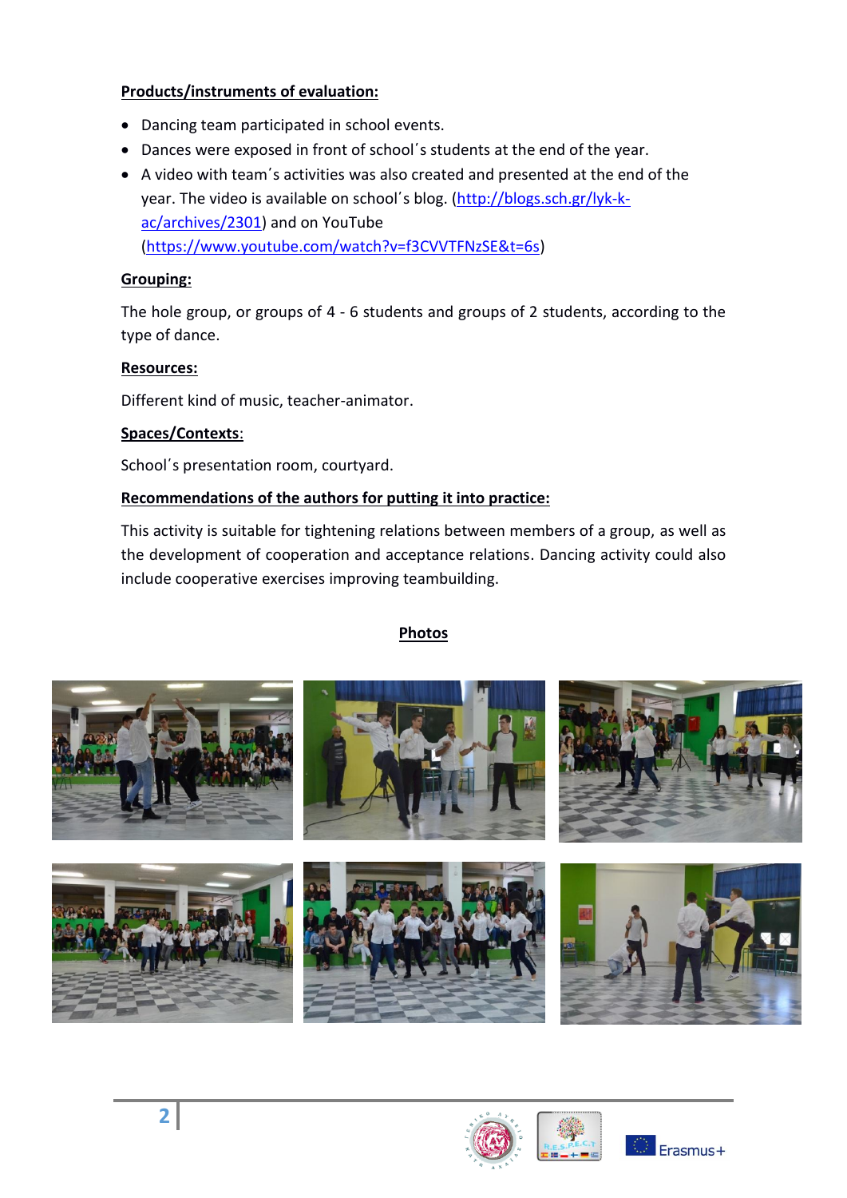**Products/instruments of evaluation:**

- Dancing team participated in school events.
- Dances were exposed in front of school´s students at the end of the year.
- A video with team´s activities was also created and presented at the end of the year. The video is available on school´s blog. (http://blogs.sch.gr/lyk-k-ac/archives/2301) and on YouTube (https://www.youtube.com/watch?v=f3CVVTFNzSE&t=6s)

**Grouping:**

The hole group, or groups of 4 - 6 students and groups of 2 students, according to the type of dance.

**Resources:**

Different kind of music, teacher-animator.

**Spaces/Contexts**:

School´s presentation room, courtyard.

**Recommendations of the authors for putting it into practice:**

This activity is suitable for tightening relations between members of a group, as well as the development of cooperation and acceptance relations. Dancing activity could also include cooperative exercises improving teambuilding.

**Photos**